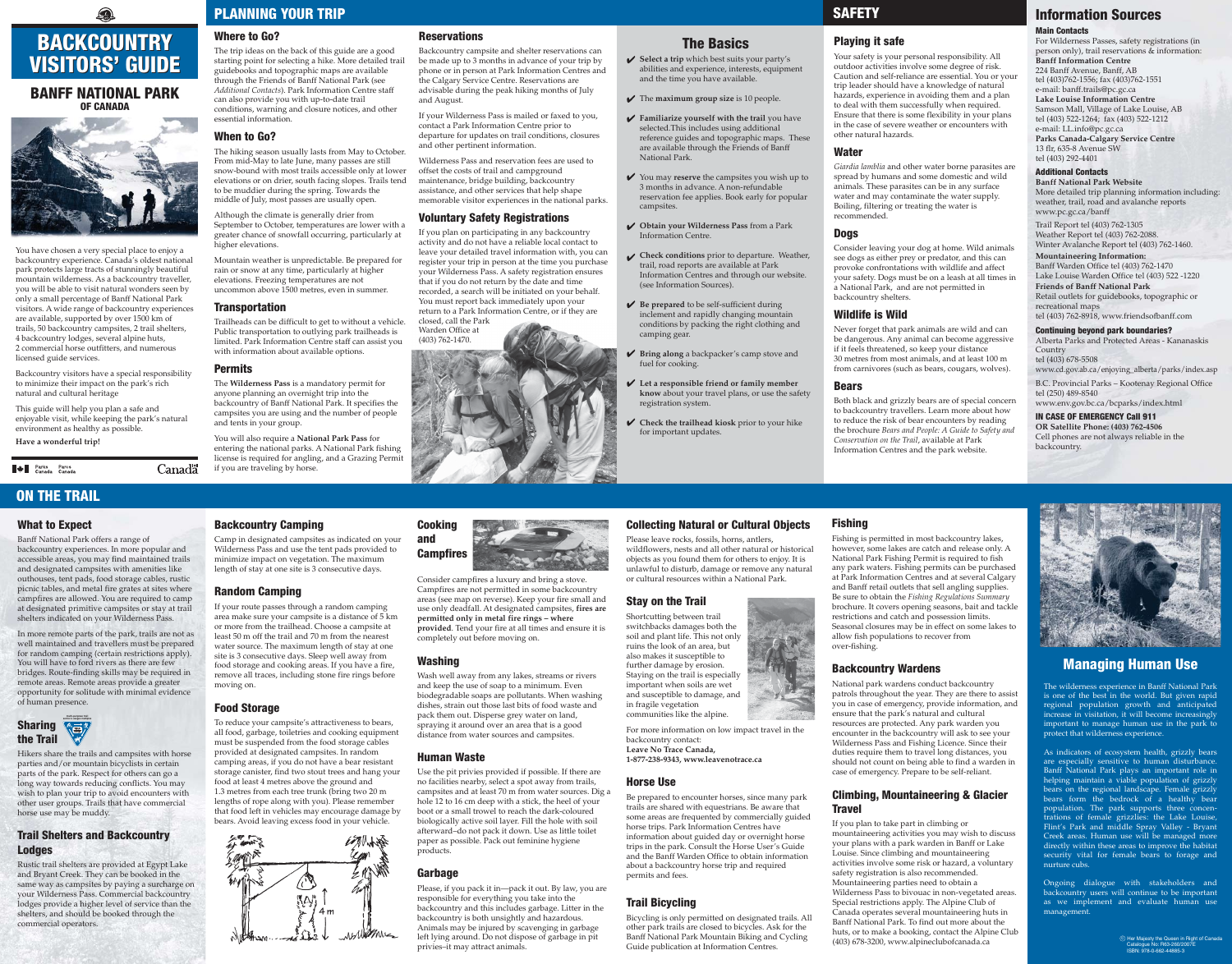# BACKCOUNTRY VISITORS' GUIDE

## BANFF NATIONAL PARK OF CANADA

You have chosen a very special place to enjoy a backcountry experience. Canada's oldest national park protects large tracts of stunningly beautiful mountain wilderness. As a backcountry traveller, you will be able to visit natural wonders seen by only a small percentage of Banff National Park visitors. A wide range of backcountry experiences are available, supported by over 1500 km of trails, 50 backcountry campsites, 2 trail shelters, 4 backcountry lodges, several alpine huts, 2 commercial horse outfitters, and numerous licensed guide services.

Backcountry visitors have a special responsibility to minimize their impact on the park's rich natural and cultural heritage

This guide will help you plan a safe and enjoyable visit, while keeping the park's natural environment as healthy as possible.

**Have a wonderful trip!**

Parks Canada · Parcs Canada · Canada

# PLANNING YOUR TRIP

### Where to Go?

The trip ideas on the back of this guide are a good starting point for selecting a hike. More detailed trail guidebooks and topographic maps are available through the Friends of Banff National Park (see *Additional Contacts*). Park Information Centre staff can also provide you with up-to-date trail conditions, warning and closure notices, and other essential information.

### When to Go?

The hiking season usually lasts from May to October. From mid-May to late June, many passes are still snow-bound with most trails accessible only at lower elevations or on drier, south facing slopes. Trails tend to be muddier during the spring. Towards the middle of July, most passes are usually open.

Although the climate is generally drier from September to October, temperatures are lower with a greater chance of snowfall occurring, particularly at higher elevations.

Mountain weather is unpredictable. Be prepared for rain or snow at any time, particularly at higher elevations. Freezing temperatures are not uncommon above 1500 metres, even in summer.

### Transportation

Trailheads can be difficult to get to without a vehicle. Public transportation to outlying park trailheads is limited. Park Information Centre staff can assist you with information about available options.

### Permits

The **Wilderness Pass** is a mandatory permit for anyone planning an overnight trip into the backcountry of Banff National Park. It specifies the campsites you are using and the number of people and tents in your group.

You will also require a **National Park Pass** for entering the national parks. A National Park fishing license is required for angling, and a Grazing Permit if you are traveling by horse.

### Reservations

Backcountry campsite and shelter reservations can be made up to 3 months in advance of your trip by phone or in person at Park Information Centres and the Calgary Service Centre. Reservations are advisable during the peak hiking months of July and August.

If your Wilderness Pass is mailed or faxed to you, contact a Park Information Centre prior to departure for updates on trail conditions, closures and other pertinent information.

Wilderness Pass and reservation fees are used to offset the costs of trail and campground maintenance, bridge building, backcountry assistance, and other services that help shape memorable visitor experiences in the national parks.

### Voluntary Safety Registrations

If you plan on participating in any backcountry activity and do not have a reliable local contact to leave your detailed travel information with, you can register your trip in person at the time you purchase your Wilderness Pass. A safety registration ensures that if you do not return by the date and time recorded, a search will be initiated on your behalf. You must report back immediately upon your return to a Park Information Centre, or if they are closed, call the Park Warden Office at (403) 762-1470.

## The Basics

- ✔ **Select a trip** which best suits your party's abilities and experience, interests, equipment and the time you have available.
- ✔ The **maximum group size** is 10 people.
- ✔ **Familiarize yourself with the trail** you have selected.This includes using additional reference guides and topographic maps. These are available through the Friends of Banff National Park.
- ✔ You may **reserve** the campsites you wish up to 3 months in advance. A non-refundable reservation fee applies. Book early for popular campsites.
- ✔ **Obtain your Wilderness Pass** from a Park Information Centre.
- ✔ **Check conditions** prior to departure. Weather, trail, road reports are available at Park Information Centres and through our website. (see Information Sources).
- ✔ **Be prepared** to be self-sufficient during inclement and rapidly changing mountain conditions by packing the right clothing and camping gear.
- ✔ **Bring along** a backpacker's camp stove and fuel for cooking.
- ✔ **Let a responsible friend or family member know** about your travel plans, or use the safety registration system.
- ✔ **Check the trailhead kiosk** prior to your hike for important updates.

# SAFETY

### Playing it safe

Your safety is your personal responsibility. All outdoor activities involve some degree of risk. Caution and self-reliance are essential. You or your trip leader should have a knowledge of natural hazards, experience in avoiding them and a plan to deal with them successfully when required. Ensure that there is some flexibility in your plans in the case of severe weather or encounters with other natural hazards.

### Water

*Giardia lamblia* and other water borne parasites are spread by humans and some domestic and wild animals. These parasites can be in any surface water and may contaminate the water supply. Boiling, filtering or treating the water is recommended.

### Dogs

Consider leaving your dog at home. Wild animals see dogs as either prey or predator, and this can provoke confrontations with wildlife and affect your safety. Dogs must be on a leash at all times in a National Park, and are not permitted in backcountry shelters.

### Wildlife is Wild

Never forget that park animals are wild and can be dangerous. Any animal can become aggressive if it feels threatened, so keep your distance 30 metres from most animals, and at least 100 m from carnivores (such as bears, cougars, wolves).

### Bears

Both black and grizzly bears are of special concern to backcountry travellers. Learn more about how to reduce the risk of bear encounters by reading the brochure *Bears and People: A Guide to Safety and Conservation on the Trail*, available at Park Information Centres and the park website.

# Information Sources

**Main Contacts**

For Wilderness Passes, safety registrations (in person only), trail reservations & information:

**Banff Information Centre**
224 Banff Avenue, Banff, AB
tel (403)762-1556; fax (403)762-1551
e-mail: banff.trails@pc.gc.ca

**Lake Louise Information Centre**
Samson Mall, Village of Lake Louise, AB
tel (403) 522-1264; fax (403) 522-1212
e-mail: LL.info@pc.gc.ca

**Parks Canada-Calgary Service Centre**
13 flr, 635-8 Avenue SW
tel (403) 292-4401

**Additional Contacts**

**Banff National Park Website**
More detailed trip planning information including: weather, trail, road and avalanche reports
www.pc.gc.ca/banff

Trail Report tel (403) 762-1305
Weather Report tel (403) 762-2088.
Winter Avalanche Report tel (403) 762-1460.

**Mountaineering Information:**
Banff Warden Office tel (403) 762-1470
Lake Louise Warden Office tel (403) 522 -1220

**Friends of Banff National Park**
Retail outlets for guidebooks, topographic or recreational maps
tel (403) 762-8918, www.friendsofbanff.com

**Continuing beyond park boundaries?**
Alberta Parks and Protected Areas - Kananaskis Country
tel (403) 678-5508
www.cd.gov.ab.ca/enjoying_alberta/parks/index.asp

B.C. Provincial Parks – Kootenay Regional Office
tel (250) 489-8540
www.env.gov.bc.ca/bcparks/index.html

**IN CASE OF EMERGENCY Call 911**
**OR Satellite Phone: (403) 762-4506**
Cell phones are not always reliable in the backcountry.

# ON THE TRAIL

### What to Expect

Banff National Park offers a range of backcountry experiences. In more popular and accessible areas, you may find maintained trails and designated campsites with amenities like outhouses, tent pads, food storage cables, rustic picnic tables, and metal fire grates at sites where campfires are allowed. You are required to camp at designated primitive campsites or stay at trail shelters indicated on your Wilderness Pass.

In more remote parts of the park, trails are not as well maintained and travellers must be prepared for random camping (certain restrictions apply). You will have to ford rivers as there are few bridges. Route-finding skills may be required in remote areas. Remote areas provide a greater opportunity for solitude with minimal evidence of human presence.

### Sharing the Trail

Hikers share the trails and campsites with horse parties and/or mountain bicyclists in certain parts of the park. Respect for others can go a long way towards reducing conflicts. You may wish to plan your trip to avoid encounters with other user groups. Trails that have commercial horse use may be muddy.

### Trail Shelters and Backcountry Lodges

Rustic trail shelters are provided at Egypt Lake and Bryant Creek. They can be booked in the same way as campsites by paying a surcharge on your Wilderness Pass. Commercial backcountry lodges provide a higher level of service than the shelters, and should be booked through the commercial operators.

### Backcountry Camping

Camp in designated campsites as indicated on your Wilderness Pass and use the tent pads provided to minimize impact on vegetation. The maximum length of stay at one site is 3 consecutive days.

### Random Camping

If your route passes through a random camping area make sure your campsite is a distance of 5 km or more from the trailhead. Choose a campsite at least 50 m off the trail and 70 m from the nearest water source. The maximum length of stay at one site is 3 consecutive days. Sleep well away from food storage and cooking areas. If you have a fire, remove all traces, including stone fire rings before moving on.

### Food Storage

To reduce your campsite's attractiveness to bears, all food, garbage, toiletries and cooking equipment must be suspended from the food storage cables provided at designated campsites. In random camping areas, if you do not have a bear resistant storage canister, find two stout trees and hang your food at least 4 metres above the ground and 1.3 metres from each tree trunk (bring two 20 m lengths of rope along with you). Please remember that food left in vehicles may encourage damage by bears. Avoid leaving excess food in your vehicle.

4 m

### Cooking and Campfires

Consider campfires a luxury and bring a stove. Campfires are not permitted in some backcountry areas (see map on reverse). Keep your fire small and use only deadfall. At designated campsites, **fires are permitted only in metal fire rings – where provided**. Tend your fire at all times and ensure it is completely out before moving on.

### Washing

Wash well away from any lakes, streams or rivers and keep the use of soap to a minimum. Even biodegradable soaps are pollutants. When washing dishes, strain out those last bits of food waste and pack them out. Disperse grey water on land, spraying it around over an area that is a good distance from water sources and campsites.

### Human Waste

Use the pit privies provided if possible. If there are no facilities nearby, select a spot away from trails, campsites and at least 70 m from water sources. Dig a hole 12 to 16 cm deep with a stick, the heel of your boot or a small trowel to reach the dark-coloured biologically active soil layer. Fill the hole with soil afterward–do not pack it down. Use as little toilet paper as possible. Pack out feminine hygiene products.

### Garbage

Please, if you pack it in—pack it out. By law, you are responsible for everything you take into the backcountry and this includes garbage. Litter in the backcountry is both unsightly and hazardous. Animals may be injured by scavenging in garbage left lying around. Do not dispose of garbage in pit privies–it may attract animals.

### Collecting Natural or Cultural Objects

Please leave rocks, fossils, horns, antlers, wildflowers, nests and all other natural or historical objects as you found them for others to enjoy. It is unlawful to disturb, damage or remove any natural or cultural resources within a National Park.

### Stay on the Trail

Shortcutting between trail switchbacks damages both the soil and plant life. This not only ruins the look of an area, but also makes it susceptible to further damage by erosion. Staying on the trail is especially important when soils are wet and susceptible to damage, and in fragile vegetation communities like the alpine.

For more information on low impact travel in the backcountry contact:
**Leave No Trace Canada,**
**1-877-238-9343, www.leavenotrace.ca**

### Horse Use

Be prepared to encounter horses, since many park trails are shared with equestrians. Be aware that some areas are frequented by commercially guided horse trips. Park Information Centres have information about guided day or overnight horse trips in the park. Consult the Horse User's Guide and the Banff Warden Office to obtain information about a backcountry horse trip and required permits and fees.

### Trail Bicycling

Bicycling is only permitted on designated trails. All other park trails are closed to bicycles. Ask for the Banff National Park Mountain Biking and Cycling Guide publication at Information Centres.

### Fishing

Fishing is permitted in most backcountry lakes, however, some lakes are catch and release only. A National Park Fishing Permit is required to fish any park waters. Fishing permits can be purchased at Park Information Centres and at several Calgary and Banff retail outlets that sell angling supplies. Be sure to obtain the *Fishing Regulations Summary* brochure. It covers opening seasons, bait and tackle restrictions and catch and possession limits. Seasonal closures may be in effect on some lakes to allow fish populations to recover from over-fishing.

### Backcountry Wardens

National park wardens conduct backcountry patrols throughout the year. They are there to assist you in case of emergency, provide information, and ensure that the park's natural and cultural resources are protected. Any park warden you encounter in the backcountry will ask to see your Wilderness Pass and Fishing Licence. Since their duties require them to travel long distances, you should not count on being able to find a warden in case of emergency. Prepare to be self-reliant.

### Climbing, Mountaineering & Glacier Travel

If you plan to take part in climbing or mountaineering activities you may wish to discuss your plans with a park warden in Banff or Lake Louise. Since climbing and mountaineering activities involve some risk or hazard, a voluntary safety registration is also recommended. Mountaineering parties need to obtain a Wilderness Pass to bivouac in non-vegetated areas. Special restrictions apply. The Alpine Club of Canada operates several mountaineering huts in Banff National Park. To find out more about the huts, or to make a booking, contact the Alpine Club (403) 678-3200, www.alpineclubofcanada.ca

## Managing Human Use

The wilderness experience in Banff National Park is one of the best in the world. But given rapid regional population growth and anticipated increase in visitation, it will become increasingly important to manage human use in the park to protect that wilderness experience.

As indicators of ecosystem health, grizzly bears are especially sensitive to human disturbance. Banff National Park plays an important role in helping maintain a viable population of grizzly bears on the regional landscape. Female grizzly bears form the bedrock of a healthy bear population. The park supports three concentrations of female grizzlies: the Lake Louise, Flint's Park and middle Spray Valley - Bryant Creek areas. Human use will be managed more directly within these areas to improve the habitat security vital for female bears to forage and nurture cubs.

Ongoing dialogue with stakeholders and backcountry users will continue to be important as we implement and evaluate human use management.

© Her Majesty the Queen in Right of Canada
Catalogue No: R63-260/2007E
ISBN: 978-0-662-44885-3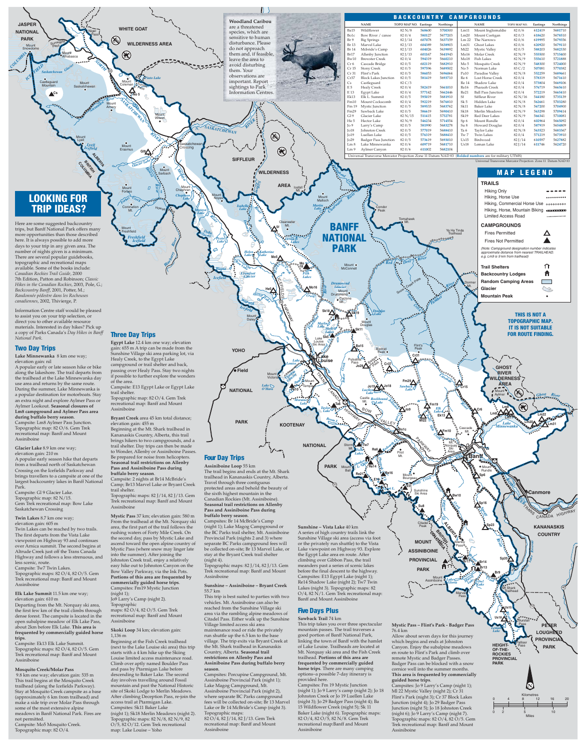# BACKCOUNTRY CAMPGROUNDS

| | NAME | TOPO MAP NO. | Eastings | Northings | | NAME | TOPO MAP NO. | Eastings | Northings |
|---|---|---|---|---|---|---|---|---|---|
| Ba15 | Wildflower | 82 N/8 | 563600 | 5700300 | Lm11 | Mount Inglismaldie | 82 O/6 | 612419 | 5681710 |
| Bo1c | Bow River / canoe | 82 O/4 | 580127 | 5677203 | Lm20 | Mount Costigan | 82 O/3 | 618620 | 5678510 |
| Br 9 | Big Springs | 82 J/14 | 607078 | 5637159 | Lm 22 | The Narrows | 82 O/6 | 619995 | 5679356 |
| Br 13 | Marvel Lake | 82 J/13 | 604389 | 5638903 | Lm31 | Ghost Lakes | 82 O/6 | 620920 | 5679110 |
| Br 14 | Mcbride's Camp | 82 J/13 | 604026 | 5639892 | Mi22 | Mystic Valley | 82 O/5 | 588203 | 5682330 |
| Br17 | Allenby Junction | 82 J/13 | 601167 | 5641943 | Mo16 | Molar Creek | 82 N/9 | 555500 | 5715400 |
| Bw10 | Brewster Creek | 82 O/4 | 594319 | 5660210 | Mo18 | Fish Lakes | 82 N/9 | 555610 | 5721888 |
| Cr 6 | Cascade Bridge | 82 O/5 | 602119 | 5682910 | Mo 5 | Mosquito Creek | 82 N/9 | 548300 | 5724000 |
| Cr 15 | Stony Creek | 82 O/5 | 597596 | 5689502 | No 5 | Norman Lake | 83 C/2 | 507081 | 5770382 |
| Cr 31 | Flint's Park | 82 O/5 | 586053 | 5696064 | Pa10 | Paradise Valley | 82 N/8 | 552259 | 5689661 |
| Cr37 | Block Lakes Junction | 82 O/5 | 581419 | 5693710 | Re 6 | Lost Horse Creek | 82 O/4 | 578319 | 5671610 |
| Cs | Castleguard | 82 C/3 | | | Re 14 | Shadow Lake | 82 O/4 | 573804 | 5669106 |
| E 5 | Healy Creek | 82 O/4 | 582419 | 5661010 | Re16 | Pharaoh Creek | 82 O/4 | 576719 | 5665610 |
| E 13 | Egypt Lake | 82 O/4 | 577142 | 5662446 | Re21 | Ball Pass Junction | 82 O/4 | 572219 | 5665410 |
| Ek13 | Elk L. Summit | 82 O/5 | 595019 | 5681910 | Sf | Siffleur River | 82 N/16 | 544180 | 5735139 |
| Fm10 | Mount Cockscomb | 82 O/5 | 592219 | 5676810 | Sk 5 | Hidden Lake | 82 N/8 | 562661 | 5703280 |
| Fm 19 | Mystic Junction | 82 O/5 | 589533 | 5683762 | Sk11 | Baker Lake | 82 N/8 | 567200 | 5704900 |
| Fm29 | Sawback Lake | 82 O/5 | 586619 | 5690410 | Sk18 | Merlin Meadows | 82 N/9 | 563259 | 5709414 |
| Gl9 | Glacier Lake | 82 N/15 | 511415 | 5752781 | Sk19 | Red Deer Lakes | 82 N/9 | 566341 | 5710081 |
| He 5 | Hector Lake | 82 N/9 | 546234 | 5714554 | Sp 6 | Mount Rundle | 82 O/4 | 602964 | 5665092 |
| Jo 9 | Larry's Camp | 82 O/5 | 581990 | 5683278 | Su 8 | Howard Douglas | 82 O/4 | 587919 | 5654809 |
| Jo18 | Johnston Creek | 82 O/5 | 577019 | 5688410 | Ta 6 | Taylor Lake | 82 N/8 | 563523 | 5683367 |
| Jo19 | Luellan Lake | 82 O/5 | 576319 | 5688410 | Tw 7 | Twin Lakes | 82 O/4 | 571219 | 5673910 |
| Jo29 | Badger Pass Junction | 82 O/5 | 573619 | 5693010 | Us15 | Birdwood | 82 J/14 | 610597 | 5627882 |
| Lm 8 | Lake Minnewanka | 82 O/6 | 609719 | 5681710 | Us18 | Leman Lake | 82 J/14 | 611746 | 5624720 |
| Lm 9 | Aylmer Canyon | 82 O/6 | 611002 | 5682104 | | | | | |

Universal Transverse Mercator Projection Zone 11 Datum NAD 83 (**Bolded numbers** are for military UTMS)

Woodland Caribou are a threatened species, which are sensitive to human disturbance. Please do not approach them and, if feasible, leave the area to avoid disturbing them. Your observations are important. Report sightings to Park Information Centres.

## MAP LEGEND

**TRAILS**
- Hiking Only
- Hiking, Horse Use
- Hiking, Commercial Horse Use
- Hiking, Horse, Mountain Biking
- Limited Access Road

**CAMPGROUNDS**
- Fires Permitted
- Fires Not Permitted

(Note: Campground designation number indicates approximate distance from nearest TRAILHEAD. e.g. Lm9 is 9 km from trailhead)

- Trail Shelters
- Backcountry Lodges
- Random Camping Areas
- Glacier
- Mountain Peak

**THIS IS NOT A TOPOGRAPHIC MAP. IT IS NOT SUITABLE FOR ROUTE FINDING.**

## LOOKING FOR TRIP IDEAS?

Here are some suggested backcountry trips, but Banff National Park offers many more opportunities than those described here. It is always possible to add more days to your trip in any given area. The number of nights given is a minimum. There are several popular guidebooks, topographic and recreational maps available. Some of the books include: *Canadian Rockies Trail Guide*, 2000 7th Edition, Patton and Robinson; *Classic Hikes in the Canadian Rockies*, 2003, Pole, G.; *Backcountry Banff*, 2001, Potter, M.; *Randonnée pédestre dans les Rocheuses canadiennes*, 2002, Thivierge, P.

Information Centre staff would be pleased to assist you on your trip selection, or direct you to other available resource materials. Interested in day hikes? Pick up a copy of Parks Canada's *Day Hikes in Banff National Park*.

## Two Day Trips

**Lake Minnewanka** 8 km one way; elevation gain: nil
A popular early or late season hike or bike along the lakeshore. The trail departs from the trailhead at the Lake Minnewanka day use area and returns by the same route. During the summer, Lake Minnewanka is a popular destination for motorboats. Stay an extra night and explore Aylmer Pass or Aylmer Lookout. **Seasonal closures of Lm8 campground and Aylmer Pass area during buffalo berry season**.
Campsite: Lm8 Aylmer Pass Junction. Topographic map: 82 O/6. Gem Trek recreational map: Banff and Mount Assiniboine

**Glacier Lake** 8.9 km one way; elevation gain: 210 m
A popular early season hike that departs from a trailhead north of Saskatchewan Crossing on the Icefields Parkway and brings travellers to a campsite at one of the largest backcountry lakes in Banff National Park.
Campsite: Gl 9 Glacier Lake. Topographic map: 82 N/15. Gem Trek recreational map: Bow Lake Saskatchewan Crossing

**Twin Lakes** 8.7 km one way; elevation gain: 605 m
Twin Lakes can be reached by two trails. The first departs from the Vista Lake viewpoint on Highway 93 and continues over Arnica summit. The second begins at Altrude Creek just off the Trans Canada Highway and follows a less strenuous, and less scenic, route.
Campsite: Tw7 Twin Lakes. Topographic maps: 82 O/4, 82 O/5. Gem Trek recreational map: Banff and Mount Assiniboine

**Elk Lake Summit** 11.5 km one way; elevation gain: 610 m
Departing from the Mt. Norquay ski area, the first few km of the trail climbs through dense forest. The campsite is located in the open subalpine meadow of Elk Lake Pass, about 2km before Elk Lake. **This area is frequented by commercially guided horse trips**.
Campsite: Ek13 Elk Lake Summit. Topographic maps: 82 O/4, 82 O/5. Gem Trek recreational map: Banff and Mount Assiniboine

**Mosquito Creek/Molar Pass** 9.8 km one way; elevation gain: 535 m
This trail begins at the Mosquito Creek trailhead (along the Icefields Parkway). Stay at Mosquito Creek campsite as a base (approximately 6 km from trailhead) and make a side trip over Molar Pass through some of the most extensive alpine meadows in Banff National Park. Fires are not permitted.
Campsite: Mo5 Mosquito Creek. Topographic map: 82 O/4.

## Three Day Trips

**Egypt Lake** 12.4 km one way; elevation gain: 655 m A trip can be made from the Sunshine Village ski area parking lot, via Healy Creek, to the Egypt Lake campground or trail shelter and back, passing over Healy Pass. Stay two nights if possible to further explore the wonders of the area.
Campsite: E13 Egypt Lake or Egypt Lake trail shelter.
Topographic map: 82 O/4. Gem Trek recreational map: Banff and Mount Assiniboine

**Bryant Creek** area 45 km total distance; elevation gain: 455 m
Beginning at the Mt. Shark trailhead in Kananaskis Country, Alberta, this trail brings hikers to two campgrounds, and a trail shelter. Day trips can then be made to Wonder, Allenby or Assiniboine Passes. Be prepared for noise from helicopters. **Seasonal trail restrictions on Allenby Pass and Assiniboine Pass during buffalo berry season**.
Campsite: 2 nights at Br14 McBride's Camp; Br13 Marvel Lake or Bryant Creek trail shelter.
Topographic maps: 82 J/14, 82 J/13. Gem Trek recreational map: Banff and Mount Assiniboine

**Mystic Pass** 37 km; elevation gain: 580 m From the trailhead at the Mt. Norquay ski area, the first part of the trail follows the rushing waters of Forty Mile Creek. On the second day, pass by Mystic Lake and ascend toward the open alpine country of Mystic Pass (where snow may linger late into the summer). After joining the Johnston Creek trail, enjoy a relatively easy hike out to Johnston Canyon on the Bow Valley Parkway, via the Ink Pots. **Portions of this area are frequented by commercially guided horse trips**.
Campsites: Fm19 Mystic Junction (night 1);
Jo9 Larry's Camp (night 2).
Topographic maps: 82 O/4, 82 O/5. Gem Trek recreational map: Banff and Mount Assiniboine

**Skoki Loop** 34 km; elevation gain: 1,136 m
Beginning at the Fish Creek trailhead (next to the Lake Louise ski area) this trip starts with a 4 km hike up the Skiing Louise limited access maintenance road. Climb over aptly named Boulder Pass and pass by Ptarmigan Lake before descending to Baker Lake. The second day involves travelling around Fossil mountain and past the National Historic site of Skoki Lodge to Merlin Meadows. After climbing Deception Pass, re-join the access trail at Ptarmigan Lake.
Campsites: Sk11 Baker Lake (night 1); Sk18 Merlin Meadows (night 2). Topographic maps: 82 N/8, 82 N/9, 82 O/5, 82 O/12. Gem Trek recreational map: Lake Louise – Yoho

## Four Day Trips

**Assiniboine Loop** 55 km
The trail begins and ends at the Mt. Shark trailhead in Kananaskis Country, Alberta. Travel through three contiguous protected areas and behold the beauty of the sixth highest mountain in the Canadian Rockies (Mt. Assiniboine). **Seasonal trail restrictions on Allenby Pass and Assiniboine Pass during buffalo berry season**.
Campsites: Br 14 McBride's Camp (night 1); Lake Magog Campground or the BC Parks trail shelter, Mt. Assiniboine Provincial Park (nights 2 and 3) where separate BC Parks campground fees will be collected on-site; Br 13 Marvel Lake, or stay at the Bryant Creek trail shelter (night 4).
Topographic maps: 82 J/14, 82 J/13. Gem Trek recreational map: Banff and Mount Assiniboine

**Sunshine – Assiniboine – Bryant Creek** 55.7 km
This trip is best suited to parties with two vehicles. Mt. Assiniboine can also be reached from the Sunshine Village ski area via the rambling alpine meadows of Citadel Pass. Either walk up the Sunshine Village limited access ski area maintenance road or ride the privately run shuttle up to the 6.5 km to the base village. The trip exits via Bryant Creek at the Mt. Shark trailhead in Kananaskis Country, Alberta. **Seasonal trail restrictions on Allenby Pass and Assiniboine Pass during buffalo berry season**.
Campsites: Porcupine Campground, Mt. Assiniboine Provincial Park (night 1); Lake Magog Campground, Mt. Assiniboine Provincial Park (night 2), where separate BC Parks campground fees will be collected on-site; Br 13 Marvel Lake or Br 14 McBride's Camp (night 3).
Topographic maps: 82 O/4, 82 J/14, 82 J/13. Gem Trek recreational map: Banff and Mount Assiniboine

**Sunshine – Vista Lake** 40 km
A series of high country trails link the Sunshine Village ski area (access via foot or the privately run shuttle) to the Vista Lake viewpoint on Highway 93. Explore the Egypt Lake area en route. After climbing over Gibbon Pass, the trail meanders past a series of scenic lakes before the final descent to the highway. Campsites: E13 Egypt Lake (night 1); Re14 Shadow Lake (night 2); Tw7 Twin Lakes (night 3). Topographic maps: 82 O/4, 82 N/1. Gem Trek recreational map: Banff and Mount Assiniboine

## Five Days Plus

**Sawback Trail** 74 km
This trip takes you over three spectacular mountain passes. The trail traverses a good portion of Banff National Park, linking the town of Banff with the hamlet of Lake Louise. Trailheads are located at Mt. Norquay ski area and the Fish Creek trailhead. **Portions of this area are frequented by commercially guided horse trips**. There are many camping options–a possible 7-day itinerary is provided here.
Campsites: Fm 19 Mystic Junction (night 1); Jo 9 Larry's camp (night 2); Jo 18 Johnston Creek or Jo 19 Luellen Lake (night 3); Jo 29 Badger Pass (night 4); Ba 15 Wildflower Creek (night 5); Sk 11 Baker Lake (night 6). Topographic maps: 82 O/4, 82 O/5, 82 N/8. Gem Trek recreational map:Banff and Mount Assiniboine

**Mystic Pass – Flint's Park - Badger Pass** 76.4 km
Allow about seven days for this journey which begins and ends at Johnston Canyon. Enjoy the subalpine meadows en route to Flint's Park and climb over remote Mystic and Badger Passes. Badger Pass can be blocked with a snow cornice well into the summer months. **This area is frequented by commercially guided horse trips**.
Campsites: Jo 9 Larry's Camp (night 1); MI 22 Mystic Valley (night 2); Cr 31 Flint's Park (night 3); Cr 37 Block Lakes Junction (night 4); Jo 29 Badger Pass Junction (night 5); Jo 18 Johnston Creek (night 6); Jo 9 Larry's Camp (night 7). Topographic maps: 82 O/4, 82 O/5. Gem Trek recreational map: Banff and Mount Assiniboine